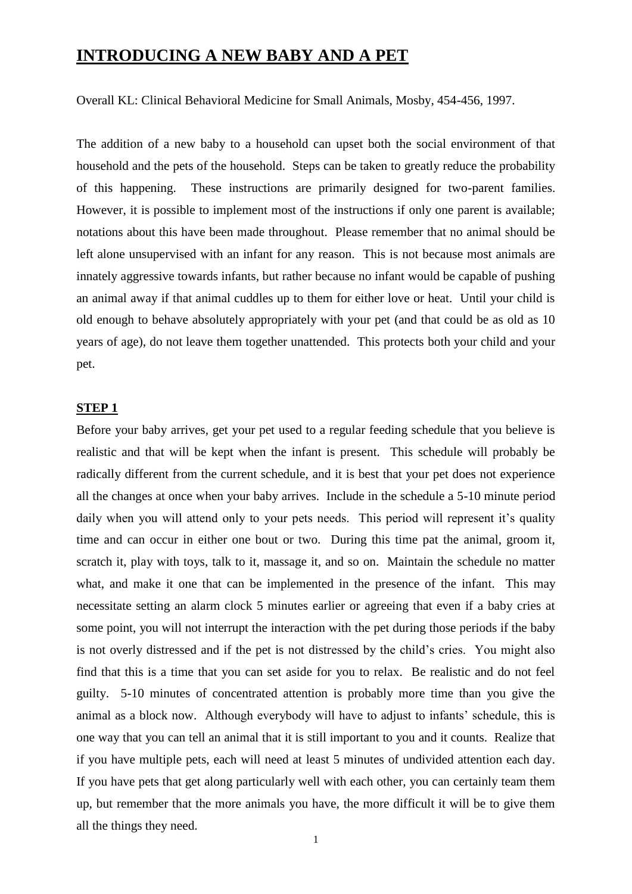# INTRODUCING A NEW BABY AND A PET

Overall KL: Clinical Behavioral Medicine for Small Animals, Mosby, 454-456, 1997.

The addition of a new baby to a household can upset both the social environment of that household and the pets of the household. Steps can be taken to greatly reduce the probability of this happening. These instructions are primarily designed for two-parent families. However, it is possible to implement most of the instructions if only one parent is available; notations about this have been made throughout. Please remember that no animal should be left alone unsupervised with an infant for any reason. This is not because most animals are innately aggressive towards infants, but rather because no infant would be capable of pushing an animal away if that animal cuddles up to them for either love or heat. Until your child is old enough to behave absolutely appropriately with your pet (and that could be as old as 10 years of age), do not leave them together unattended. This protects both your child and your pet.

## STEP 1

Before your baby arrives, get your pet used to a regular feeding schedule that you believe is realistic and that will be kept when the infant is present. This schedule will probably be radically different from the current schedule, and it is best that your pet does not experience all the changes at once when your baby arrives. Include in the schedule a 5-10 minute period daily when you will attend only to your pets needs. This period will represent it's quality time and can occur in either one bout or two. During this time pat the animal, groom it, scratch it, play with toys, talk to it, massage it, and so on. Maintain the schedule no matter what, and make it one that can be implemented in the presence of the infant. This may necessitate setting an alarm clock 5 minutes earlier or agreeing that even if a baby cries at some point, you will not interrupt the interaction with the pet during those periods if the baby is not overly distressed and if the pet is not distressed by the child's cries. You might also find that this is a time that you can set aside for you to relax. Be realistic and do not feel guilty. 5-10 minutes of concentrated attention is probably more time than you give the animal as a block now. Although everybody will have to adjust to infants' schedule, this is one way that you can tell an animal that it is still important to you and it counts. Realize that if you have multiple pets, each will need at least 5 minutes of undivided attention each day. If you have pets that get along particularly well with each other, you can certainly team them up, but remember that the more animals you have, the more difficult it will be to give them all the things they need.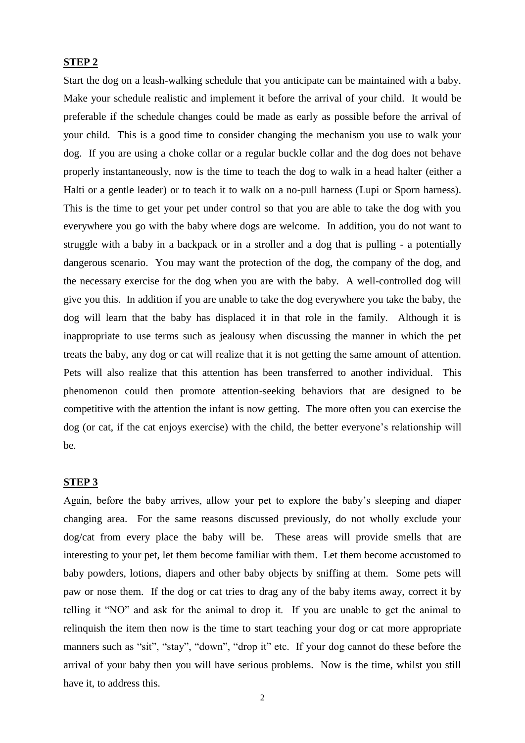**STEP 2**

Start the dog on a leash-walking schedule that you anticipate can be maintained with a baby. Make your schedule realistic and implement it before the arrival of your child. It would be preferable if the schedule changes could be made as early as possible before the arrival of your child. This is a good time to consider changing the mechanism you use to walk your dog. If you are using a choke collar or a regular buckle collar and the dog does not behave properly instantaneously, now is the time to teach the dog to walk in a head halter (either a Halti or a gentle leader) or to teach it to walk on a no-pull harness (Lupi or Sporn harness). This is the time to get your pet under control so that you are able to take the dog with you everywhere you go with the baby where dogs are welcome. In addition, you do not want to struggle with a baby in a backpack or in a stroller and a dog that is pulling - a potentially dangerous scenario. You may want the protection of the dog, the company of the dog, and the necessary exercise for the dog when you are with the baby. A well-controlled dog will give you this. In addition if you are unable to take the dog everywhere you take the baby, the dog will learn that the baby has displaced it in that role in the family. Although it is inappropriate to use terms such as jealousy when discussing the manner in which the pet treats the baby, any dog or cat will realize that it is not getting the same amount of attention. Pets will also realize that this attention has been transferred to another individual. This phenomenon could then promote attention-seeking behaviors that are designed to be competitive with the attention the infant is now getting. The more often you can exercise the dog (or cat, if the cat enjoys exercise) with the child, the better everyone's relationship will be.

**STEP 3**

Again, before the baby arrives, allow your pet to explore the baby's sleeping and diaper changing area. For the same reasons discussed previously, do not wholly exclude your dog/cat from every place the baby will be. These areas will provide smells that are interesting to your pet, let them become familiar with them. Let them become accustomed to baby powders, lotions, diapers and other baby objects by sniffing at them. Some pets will paw or nose them. If the dog or cat tries to drag any of the baby items away, correct it by telling it "NO" and ask for the animal to drop it. If you are unable to get the animal to relinquish the item then now is the time to start teaching your dog or cat more appropriate manners such as "sit", "stay", "down", "drop it" etc. If your dog cannot do these before the arrival of your baby then you will have serious problems. Now is the time, whilst you still have it, to address this.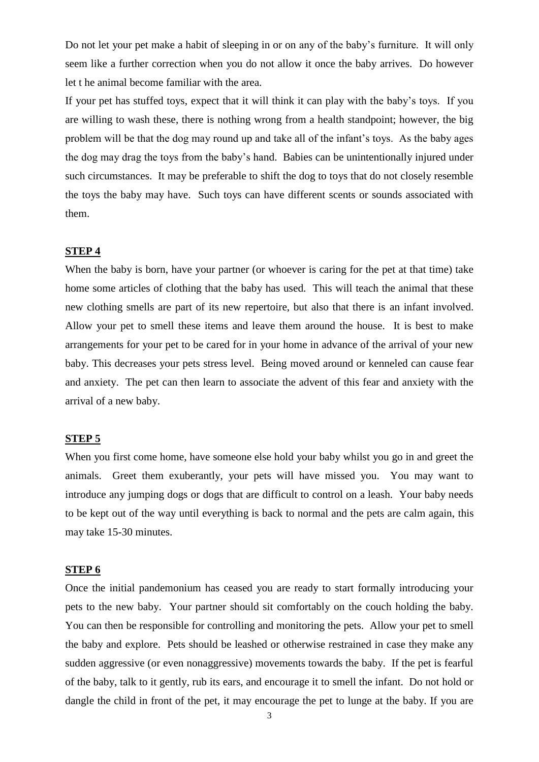Do not let your pet make a habit of sleeping in or on any of the baby's furniture. It will only seem like a further correction when you do not allow it once the baby arrives. Do however let t he animal become familiar with the area.

If your pet has stuffed toys, expect that it will think it can play with the baby's toys. If you are willing to wash these, there is nothing wrong from a health standpoint; however, the big problem will be that the dog may round up and take all of the infant's toys. As the baby ages the dog may drag the toys from the baby's hand. Babies can be unintentionally injured under such circumstances. It may be preferable to shift the dog to toys that do not closely resemble the toys the baby may have. Such toys can have different scents or sounds associated with them.

## STEP 4

When the baby is born, have your partner (or whoever is caring for the pet at that time) take home some articles of clothing that the baby has used. This will teach the animal that these new clothing smells are part of its new repertoire, but also that there is an infant involved. Allow your pet to smell these items and leave them around the house. It is best to make arrangements for your pet to be cared for in your home in advance of the arrival of your new baby. This decreases your pets stress level. Being moved around or kenneled can cause fear and anxiety. The pet can then learn to associate the advent of this fear and anxiety with the arrival of a new baby.

## STEP 5

When you first come home, have someone else hold your baby whilst you go in and greet the animals. Greet them exuberantly, your pets will have missed you. You may want to introduce any jumping dogs or dogs that are difficult to control on a leash. Your baby needs to be kept out of the way until everything is back to normal and the pets are calm again, this may take 15-30 minutes.

## STEP 6

Once the initial pandemonium has ceased you are ready to start formally introducing your pets to the new baby. Your partner should sit comfortably on the couch holding the baby. You can then be responsible for controlling and monitoring the pets. Allow your pet to smell the baby and explore. Pets should be leashed or otherwise restrained in case they make any sudden aggressive (or even nonaggressive) movements towards the baby. If the pet is fearful of the baby, talk to it gently, rub its ears, and encourage it to smell the infant. Do not hold or dangle the child in front of the pet, it may encourage the pet to lunge at the baby. If you are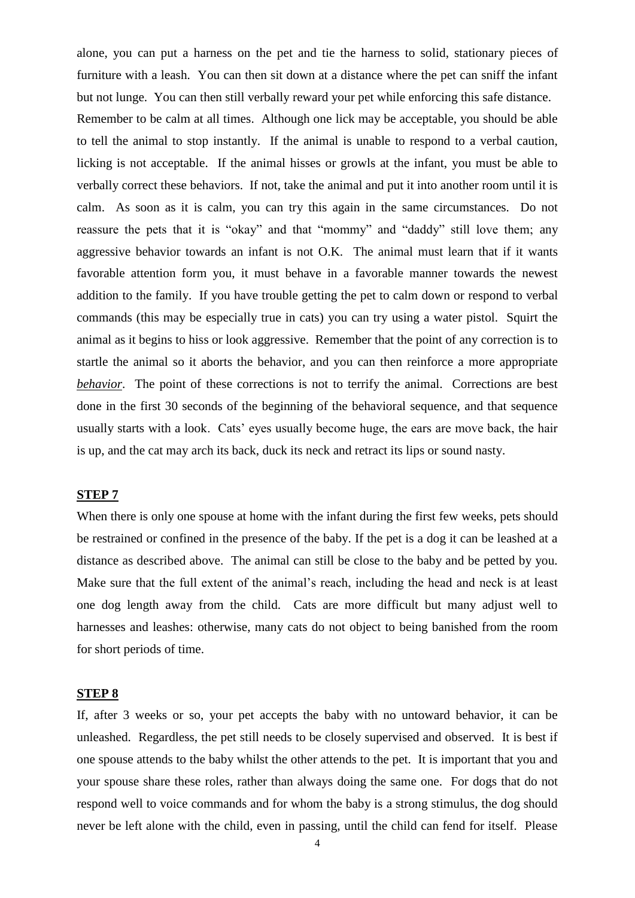alone, you can put a harness on the pet and tie the harness to solid, stationary pieces of furniture with a leash. You can then sit down at a distance where the pet can sniff the infant but not lunge. You can then still verbally reward your pet while enforcing this safe distance. Remember to be calm at all times. Although one lick may be acceptable, you should be able to tell the animal to stop instantly. If the animal is unable to respond to a verbal caution, licking is not acceptable. If the animal hisses or growls at the infant, you must be able to verbally correct these behaviors. If not, take the animal and put it into another room until it is calm. As soon as it is calm, you can try this again in the same circumstances. Do not reassure the pets that it is "okay" and that "mommy" and "daddy" still love them; any aggressive behavior towards an infant is not O.K. The animal must learn that if it wants favorable attention form you, it must behave in a favorable manner towards the newest addition to the family. If you have trouble getting the pet to calm down or respond to verbal commands (this may be especially true in cats) you can try using a water pistol. Squirt the animal as it begins to hiss or look aggressive. Remember that the point of any correction is to startle the animal so it aborts the behavior, and you can then reinforce a more appropriate ***behavior***. The point of these corrections is not to terrify the animal. Corrections are best done in the first 30 seconds of the beginning of the behavioral sequence, and that sequence usually starts with a look. Cats' eyes usually become huge, the ears are move back, the hair is up, and the cat may arch its back, duck its neck and retract its lips or sound nasty.

## STEP 7

When there is only one spouse at home with the infant during the first few weeks, pets should be restrained or confined in the presence of the baby. If the pet is a dog it can be leashed at a distance as described above. The animal can still be close to the baby and be petted by you. Make sure that the full extent of the animal's reach, including the head and neck is at least one dog length away from the child. Cats are more difficult but many adjust well to harnesses and leashes: otherwise, many cats do not object to being banished from the room for short periods of time.

## STEP 8

If, after 3 weeks or so, your pet accepts the baby with no untoward behavior, it can be unleashed. Regardless, the pet still needs to be closely supervised and observed. It is best if one spouse attends to the baby whilst the other attends to the pet. It is important that you and your spouse share these roles, rather than always doing the same one. For dogs that do not respond well to voice commands and for whom the baby is a strong stimulus, the dog should never be left alone with the child, even in passing, until the child can fend for itself. Please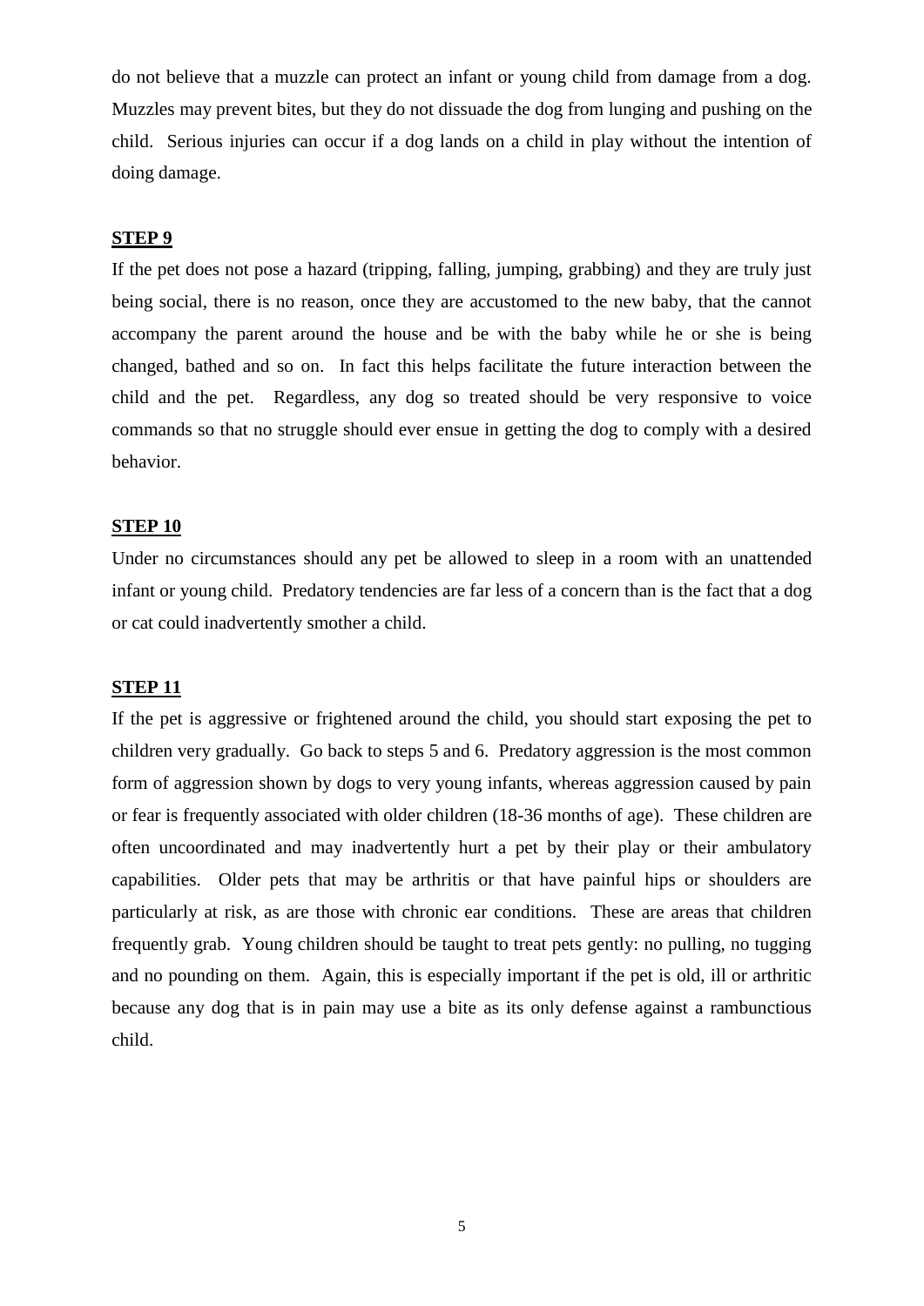do not believe that a muzzle can protect an infant or young child from damage from a dog. Muzzles may prevent bites, but they do not dissuade the dog from lunging and pushing on the child. Serious injuries can occur if a dog lands on a child in play without the intention of doing damage.

**STEP 9**

If the pet does not pose a hazard (tripping, falling, jumping, grabbing) and they are truly just being social, there is no reason, once they are accustomed to the new baby, that the cannot accompany the parent around the house and be with the baby while he or she is being changed, bathed and so on. In fact this helps facilitate the future interaction between the child and the pet. Regardless, any dog so treated should be very responsive to voice commands so that no struggle should ever ensue in getting the dog to comply with a desired behavior.

**STEP 10**

Under no circumstances should any pet be allowed to sleep in a room with an unattended infant or young child. Predatory tendencies are far less of a concern than is the fact that a dog or cat could inadvertently smother a child.

**STEP 11**

If the pet is aggressive or frightened around the child, you should start exposing the pet to children very gradually. Go back to steps 5 and 6. Predatory aggression is the most common form of aggression shown by dogs to very young infants, whereas aggression caused by pain or fear is frequently associated with older children (18-36 months of age). These children are often uncoordinated and may inadvertently hurt a pet by their play or their ambulatory capabilities. Older pets that may be arthritis or that have painful hips or shoulders are particularly at risk, as are those with chronic ear conditions. These are areas that children frequently grab. Young children should be taught to treat pets gently: no pulling, no tugging and no pounding on them. Again, this is especially important if the pet is old, ill or arthritic because any dog that is in pain may use a bite as its only defense against a rambunctious child.